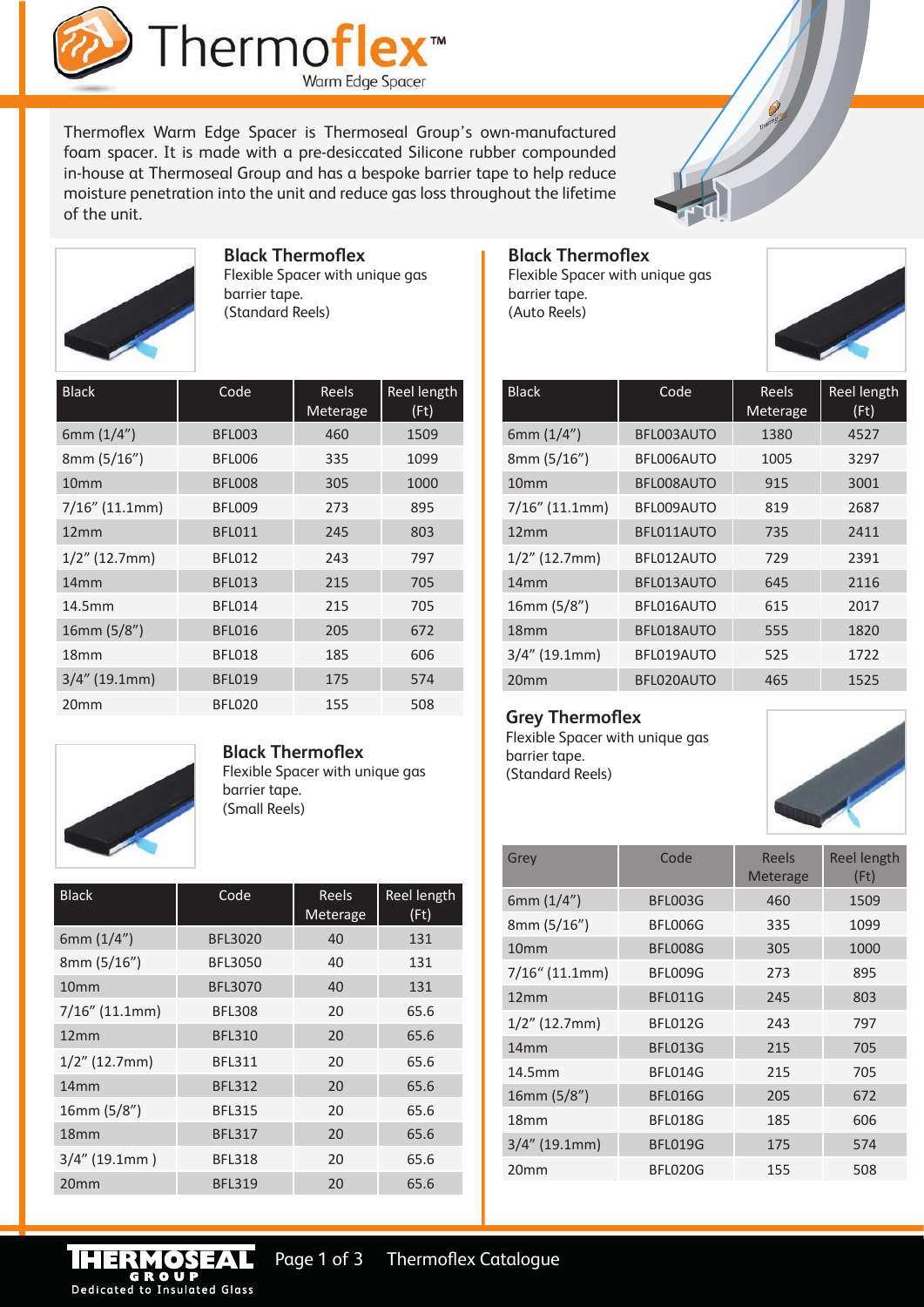# Thermoflex™

Warm Edge Spacer

Thermoflex Warm Edge Spacer is Thermoseal Group's own-manufactured foam spacer. It is made with a pre-desiccated Silicone rubber compounded in-house at Thermoseal Group and has a bespoke barrier tape to help reduce moisture penetration into the unit and reduce gas loss throughout the lifetime of the unit.

## Black Thermoflex

Flexible Spacer with unique gas barrier tape.
(Standard Reels)

| Black | Code | Reels Meterage | Reel length (Ft) |
|---|---|---|---|
| 6mm (1/4") | BFL003 | 460 | 1509 |
| 8mm (5/16") | BFL006 | 335 | 1099 |
| 10mm | BFL008 | 305 | 1000 |
| 7/16" (11.1mm) | BFL009 | 273 | 895 |
| 12mm | BFL011 | 245 | 803 |
| 1/2" (12.7mm) | BFL012 | 243 | 797 |
| 14mm | BFL013 | 215 | 705 |
| 14.5mm | BFL014 | 215 | 705 |
| 16mm (5/8") | BFL016 | 205 | 672 |
| 18mm | BFL018 | 185 | 606 |
| 3/4" (19.1mm) | BFL019 | 175 | 574 |
| 20mm | BFL020 | 155 | 508 |

## Black Thermoflex

Flexible Spacer with unique gas barrier tape.
(Small Reels)

| Black | Code | Reels Meterage | Reel length (Ft) |
|---|---|---|---|
| 6mm (1/4") | BFL3020 | 40 | 131 |
| 8mm (5/16") | BFL3050 | 40 | 131 |
| 10mm | BFL3070 | 40 | 131 |
| 7/16" (11.1mm) | BFL308 | 20 | 65.6 |
| 12mm | BFL310 | 20 | 65.6 |
| 1/2" (12.7mm) | BFL311 | 20 | 65.6 |
| 14mm | BFL312 | 20 | 65.6 |
| 16mm (5/8") | BFL315 | 20 | 65.6 |
| 18mm | BFL317 | 20 | 65.6 |
| 3/4" (19.1mm ) | BFL318 | 20 | 65.6 |
| 20mm | BFL319 | 20 | 65.6 |

## Black Thermoflex

Flexible Spacer with unique gas barrier tape.
(Auto Reels)

| Black | Code | Reels Meterage | Reel length (Ft) |
|---|---|---|---|
| 6mm (1/4") | BFL003AUTO | 1380 | 4527 |
| 8mm (5/16") | BFL006AUTO | 1005 | 3297 |
| 10mm | BFL008AUTO | 915 | 3001 |
| 7/16" (11.1mm) | BFL009AUTO | 819 | 2687 |
| 12mm | BFL011AUTO | 735 | 2411 |
| 1/2" (12.7mm) | BFL012AUTO | 729 | 2391 |
| 14mm | BFL013AUTO | 645 | 2116 |
| 16mm (5/8") | BFL016AUTO | 615 | 2017 |
| 18mm | BFL018AUTO | 555 | 1820 |
| 3/4" (19.1mm) | BFL019AUTO | 525 | 1722 |
| 20mm | BFL020AUTO | 465 | 1525 |

## Grey Thermoflex

Flexible Spacer with unique gas barrier tape.
(Standard Reels)

| Grey | Code | Reels Meterage | Reel length (Ft) |
|---|---|---|---|
| 6mm (1/4") | BFL003G | 460 | 1509 |
| 8mm (5/16") | BFL006G | 335 | 1099 |
| 10mm | BFL008G | 305 | 1000 |
| 7/16" (11.1mm) | BFL009G | 273 | 895 |
| 12mm | BFL011G | 245 | 803 |
| 1/2" (12.7mm) | BFL012G | 243 | 797 |
| 14mm | BFL013G | 215 | 705 |
| 14.5mm | BFL014G | 215 | 705 |
| 16mm (5/8") | BFL016G | 205 | 672 |
| 18mm | BFL018G | 185 | 606 |
| 3/4" (19.1mm) | BFL019G | 175 | 574 |
| 20mm | BFL020G | 155 | 508 |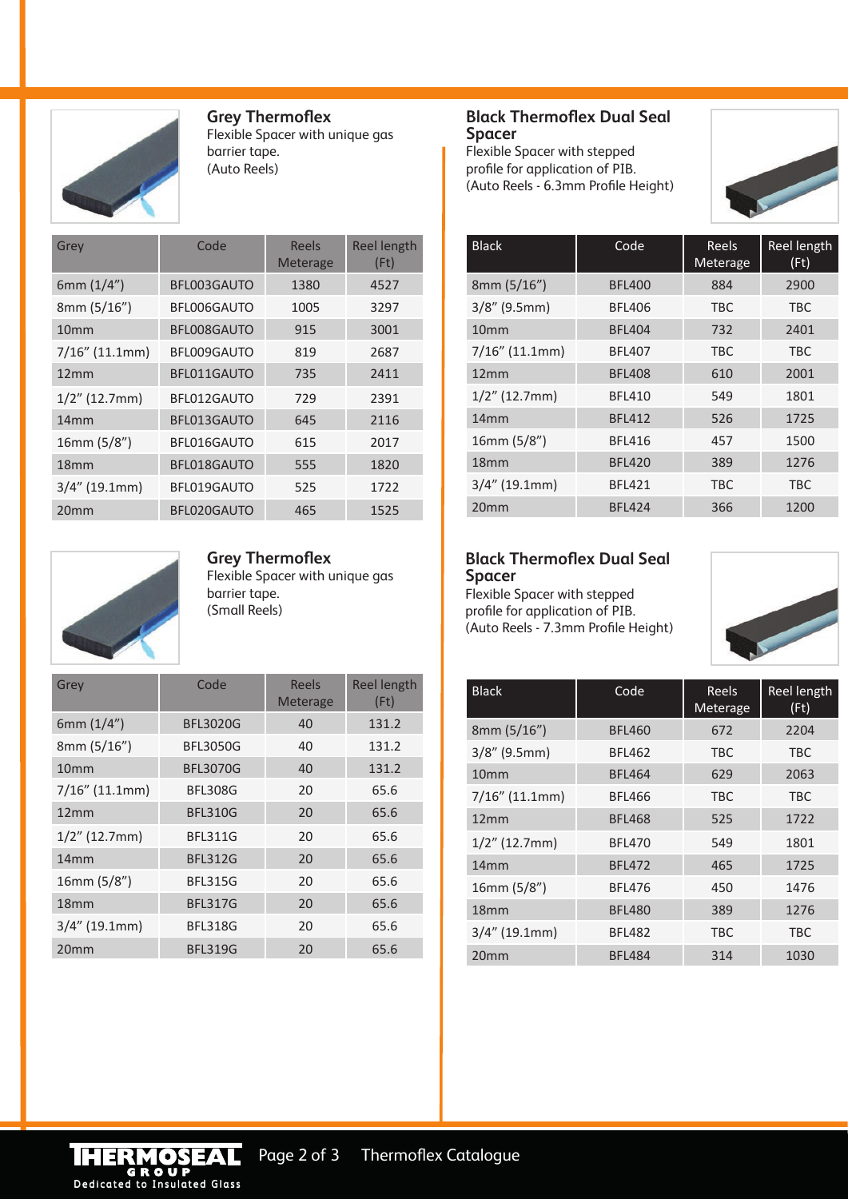## Grey Thermoflex

Flexible Spacer with unique gas barrier tape.
(Auto Reels)

| Grey | Code | Reels Meterage | Reel length (Ft) |
|---|---|---|---|
| 6mm (1/4”) | BFL003GAUTO | 1380 | 4527 |
| 8mm (5/16”) | BFL006GAUTO | 1005 | 3297 |
| 10mm | BFL008GAUTO | 915 | 3001 |
| 7/16” (11.1mm) | BFL009GAUTO | 819 | 2687 |
| 12mm | BFL011GAUTO | 735 | 2411 |
| 1/2” (12.7mm) | BFL012GAUTO | 729 | 2391 |
| 14mm | BFL013GAUTO | 645 | 2116 |
| 16mm (5/8”) | BFL016GAUTO | 615 | 2017 |
| 18mm | BFL018GAUTO | 555 | 1820 |
| 3/4” (19.1mm) | BFL019GAUTO | 525 | 1722 |
| 20mm | BFL020GAUTO | 465 | 1525 |

## Grey Thermoflex

Flexible Spacer with unique gas barrier tape.
(Small Reels)

| Grey | Code | Reels Meterage | Reel length (Ft) |
|---|---|---|---|
| 6mm (1/4”) | BFL3020G | 40 | 131.2 |
| 8mm (5/16”) | BFL3050G | 40 | 131.2 |
| 10mm | BFL3070G | 40 | 131.2 |
| 7/16” (11.1mm) | BFL308G | 20 | 65.6 |
| 12mm | BFL310G | 20 | 65.6 |
| 1/2” (12.7mm) | BFL311G | 20 | 65.6 |
| 14mm | BFL312G | 20 | 65.6 |
| 16mm (5/8”) | BFL315G | 20 | 65.6 |
| 18mm | BFL317G | 20 | 65.6 |
| 3/4” (19.1mm) | BFL318G | 20 | 65.6 |
| 20mm | BFL319G | 20 | 65.6 |

## Black Thermoflex Dual Seal Spacer

Flexible Spacer with stepped profile for application of PIB.
(Auto Reels - 6.3mm Profile Height)

| Black | Code | Reels Meterage | Reel length (Ft) |
|---|---|---|---|
| 8mm (5/16”) | BFL400 | 884 | 2900 |
| 3/8” (9.5mm) | BFL406 | TBC | TBC |
| 10mm | BFL404 | 732 | 2401 |
| 7/16” (11.1mm) | BFL407 | TBC | TBC |
| 12mm | BFL408 | 610 | 2001 |
| 1/2” (12.7mm) | BFL410 | 549 | 1801 |
| 14mm | BFL412 | 526 | 1725 |
| 16mm (5/8”) | BFL416 | 457 | 1500 |
| 18mm | BFL420 | 389 | 1276 |
| 3/4” (19.1mm) | BFL421 | TBC | TBC |
| 20mm | BFL424 | 366 | 1200 |

## Black Thermoflex Dual Seal Spacer

Flexible Spacer with stepped profile for application of PIB.
(Auto Reels - 7.3mm Profile Height)

| Black | Code | Reels Meterage | Reel length (Ft) |
|---|---|---|---|
| 8mm (5/16”) | BFL460 | 672 | 2204 |
| 3/8” (9.5mm) | BFL462 | TBC | TBC |
| 10mm | BFL464 | 629 | 2063 |
| 7/16” (11.1mm) | BFL466 | TBC | TBC |
| 12mm | BFL468 | 525 | 1722 |
| 1/2” (12.7mm) | BFL470 | 549 | 1801 |
| 14mm | BFL472 | 465 | 1725 |
| 16mm (5/8”) | BFL476 | 450 | 1476 |
| 18mm | BFL480 | 389 | 1276 |
| 3/4” (19.1mm) | BFL482 | TBC | TBC |
| 20mm | BFL484 | 314 | 1030 |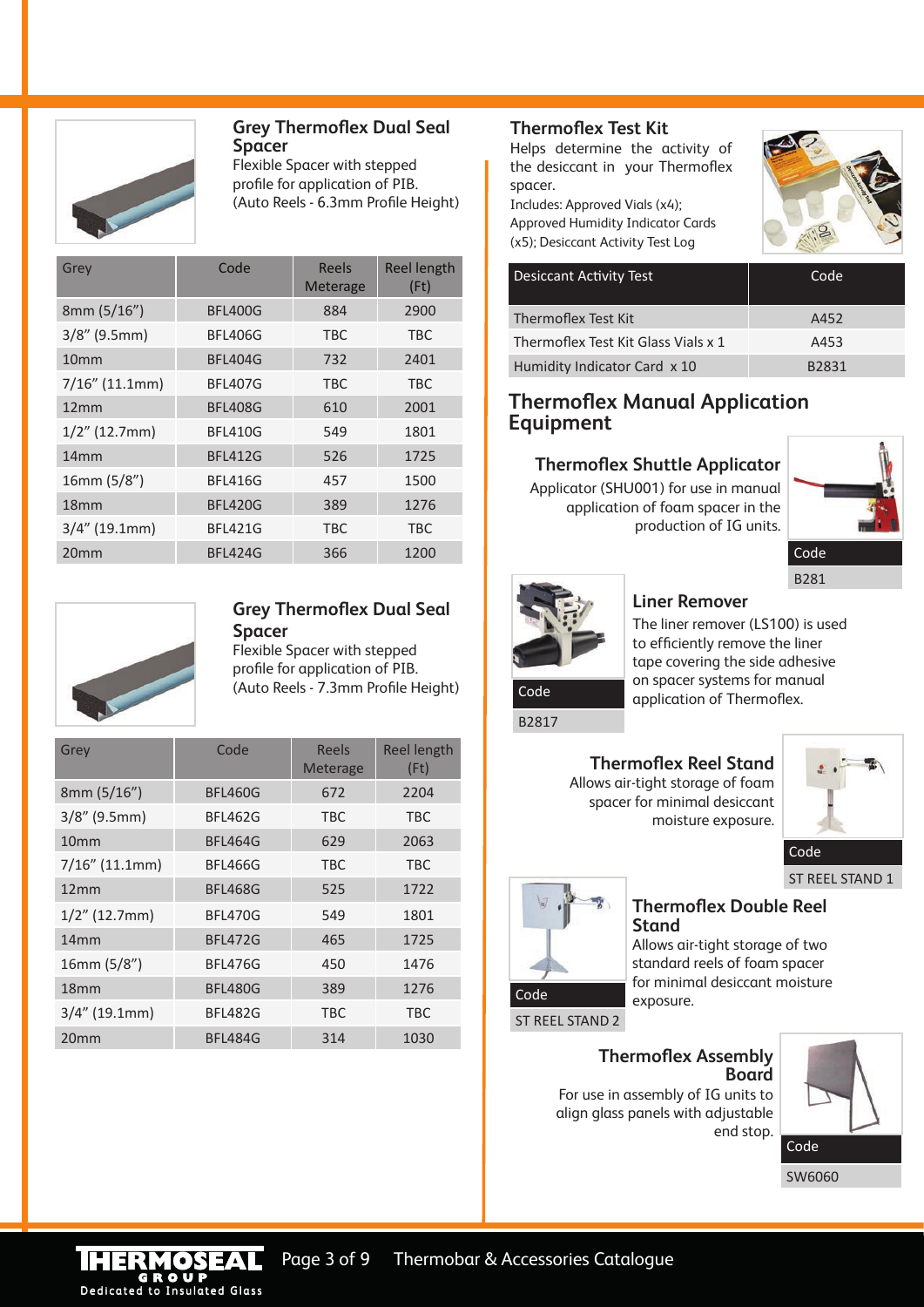## Grey Thermoflex Dual Seal Spacer

Flexible Spacer with stepped profile for application of PIB. (Auto Reels - 6.3mm Profile Height)

| Grey | Code | Reels Meterage | Reel length (Ft) |
|---|---|---|---|
| 8mm (5/16") | BFL400G | 884 | 2900 |
| 3/8" (9.5mm) | BFL406G | TBC | TBC |
| 10mm | BFL404G | 732 | 2401 |
| 7/16" (11.1mm) | BFL407G | TBC | TBC |
| 12mm | BFL408G | 610 | 2001 |
| 1/2" (12.7mm) | BFL410G | 549 | 1801 |
| 14mm | BFL412G | 526 | 1725 |
| 16mm (5/8") | BFL416G | 457 | 1500 |
| 18mm | BFL420G | 389 | 1276 |
| 3/4" (19.1mm) | BFL421G | TBC | TBC |
| 20mm | BFL424G | 366 | 1200 |

## Grey Thermoflex Dual Seal Spacer

Flexible Spacer with stepped profile for application of PIB. (Auto Reels - 7.3mm Profile Height)

| Grey | Code | Reels Meterage | Reel length (Ft) |
|---|---|---|---|
| 8mm (5/16") | BFL460G | 672 | 2204 |
| 3/8" (9.5mm) | BFL462G | TBC | TBC |
| 10mm | BFL464G | 629 | 2063 |
| 7/16" (11.1mm) | BFL466G | TBC | TBC |
| 12mm | BFL468G | 525 | 1722 |
| 1/2" (12.7mm) | BFL470G | 549 | 1801 |
| 14mm | BFL472G | 465 | 1725 |
| 16mm (5/8") | BFL476G | 450 | 1476 |
| 18mm | BFL480G | 389 | 1276 |
| 3/4" (19.1mm) | BFL482G | TBC | TBC |
| 20mm | BFL484G | 314 | 1030 |

## Thermoflex Test Kit

Helps determine the activity of the desiccant in your Thermoflex spacer.

Includes: Approved Vials (x4); Approved Humidity Indicator Cards (x5); Desiccant Activity Test Log

| Desiccant Activity Test | Code |
|---|---|
| Thermoflex Test Kit | A452 |
| Thermoflex Test Kit Glass Vials x 1 | A453 |
| Humidity Indicator Card x 10 | B2831 |

## Thermoflex Manual Application Equipment

### Thermoflex Shuttle Applicator

Applicator (SHU001) for use in manual application of foam spacer in the production of IG units.

| Code |
|---|
| B281 |

### Liner Remover

The liner remover (LS100) is used to efficiently remove the liner tape covering the side adhesive on spacer systems for manual application of Thermoflex.

| Code |
|---|
| B2817 |

### Thermoflex Reel Stand

Allows air-tight storage of foam spacer for minimal desiccant moisture exposure.

| Code |
|---|
| ST REEL STAND 1 |

### Thermoflex Double Reel Stand

Allows air-tight storage of two standard reels of foam spacer for minimal desiccant moisture exposure.

| Code |
|---|
| ST REEL STAND 2 |

### Thermoflex Assembly Board

For use in assembly of IG units to align glass panels with adjustable end stop.

| Code |
|---|
| SW6060 |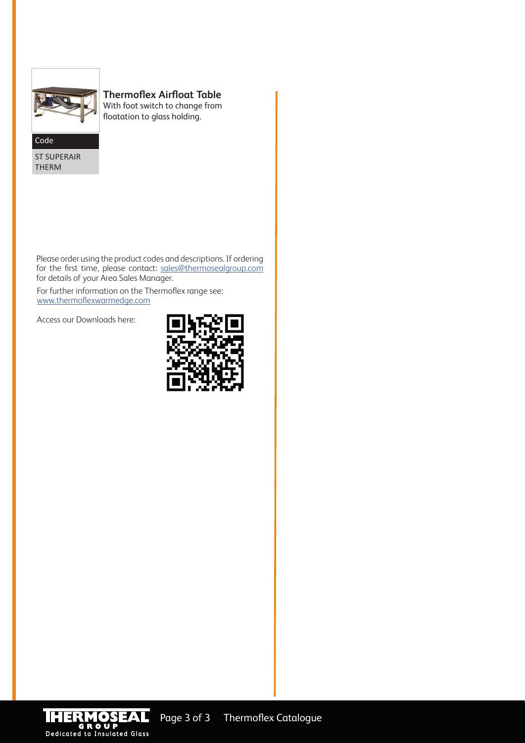### Thermoflex Airfloat Table

With foot switch to change from floatation to glass holding.

| Code |
| --- |
| ST SUPERAIR THERM |

Please order using the product codes and descriptions. If ordering for the first time, please contact: sales@thermosealgroup.com for details of your Area Sales Manager.

For further information on the Thermoflex range see: www.thermoflexwarmedge.com

Access our Downloads here: